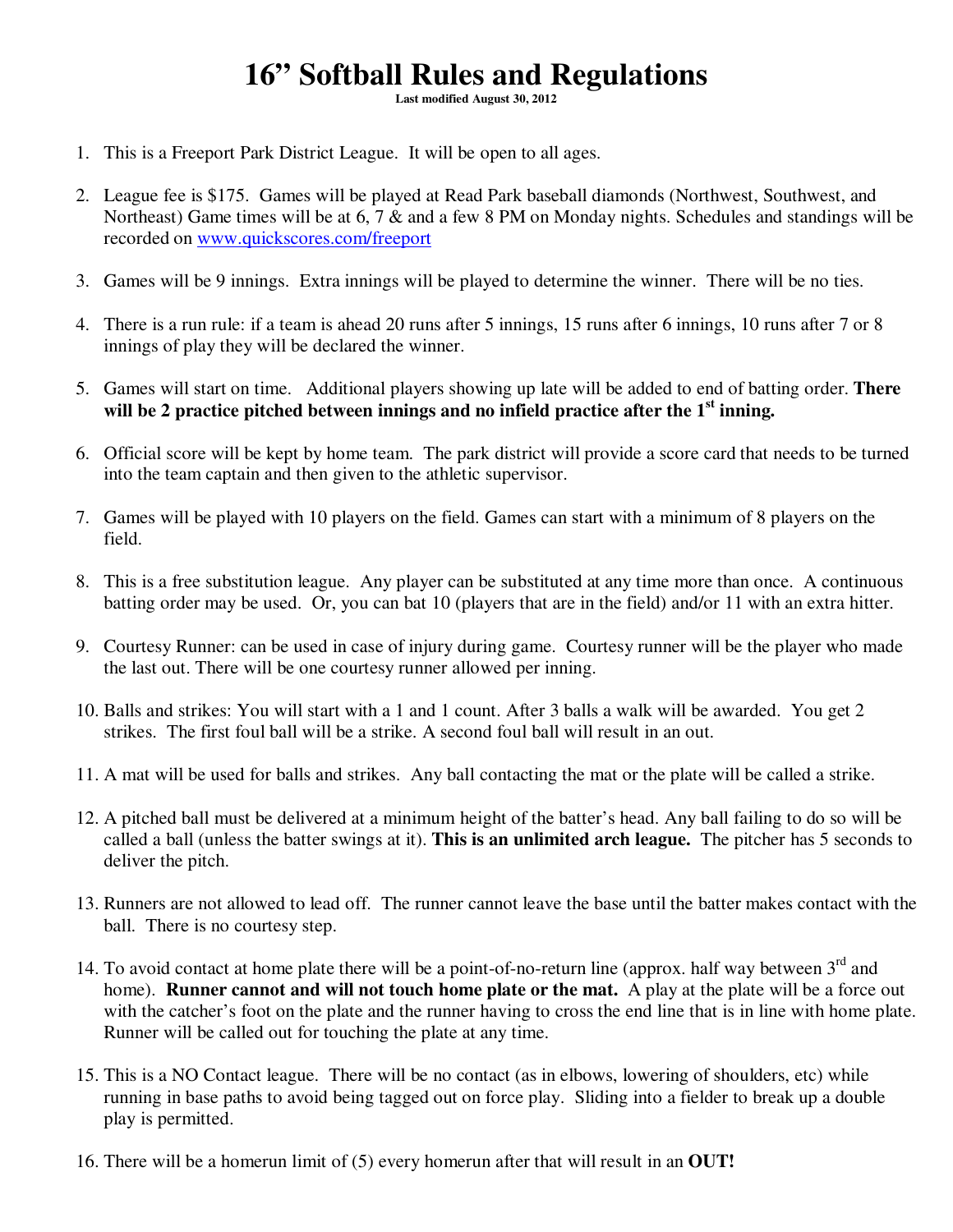# 16" Softball Rules and Regulations

**Last modified August 30, 2012**

1. This is a Freeport Park District League. It will be open to all ages.

2. League fee is $175. Games will be played at Read Park baseball diamonds (Northwest, Southwest, and Northeast) Game times will be at 6, 7 & and a few 8 PM on Monday nights. Schedules and standings will be recorded on [www.quickscores.com/freeport](www.quickscores.com/freeport)

3. Games will be 9 innings. Extra innings will be played to determine the winner. There will be no ties.

4. There is a run rule: if a team is ahead 20 runs after 5 innings, 15 runs after 6 innings, 10 runs after 7 or 8 innings of play they will be declared the winner.

5. Games will start on time. Additional players showing up late will be added to end of batting order. **There will be 2 practice pitched between innings and no infield practice after the 1st inning.**

6. Official score will be kept by home team. The park district will provide a score card that needs to be turned into the team captain and then given to the athletic supervisor.

7. Games will be played with 10 players on the field. Games can start with a minimum of 8 players on the field.

8. This is a free substitution league. Any player can be substituted at any time more than once. A continuous batting order may be used. Or, you can bat 10 (players that are in the field) and/or 11 with an extra hitter.

9. Courtesy Runner: can be used in case of injury during game. Courtesy runner will be the player who made the last out. There will be one courtesy runner allowed per inning.

10. Balls and strikes: You will start with a 1 and 1 count. After 3 balls a walk will be awarded. You get 2 strikes. The first foul ball will be a strike. A second foul ball will result in an out.

11. A mat will be used for balls and strikes. Any ball contacting the mat or the plate will be called a strike.

12. A pitched ball must be delivered at a minimum height of the batter's head. Any ball failing to do so will be called a ball (unless the batter swings at it). **This is an unlimited arch league.** The pitcher has 5 seconds to deliver the pitch.

13. Runners are not allowed to lead off. The runner cannot leave the base until the batter makes contact with the ball. There is no courtesy step.

14. To avoid contact at home plate there will be a point-of-no-return line (approx. half way between 3rd and home). **Runner cannot and will not touch home plate or the mat.** A play at the plate will be a force out with the catcher's foot on the plate and the runner having to cross the end line that is in line with home plate. Runner will be called out for touching the plate at any time.

15. This is a NO Contact league. There will be no contact (as in elbows, lowering of shoulders, etc) while running in base paths to avoid being tagged out on force play. Sliding into a fielder to break up a double play is permitted.

16. There will be a homerun limit of (5) every homerun after that will result in an **OUT!**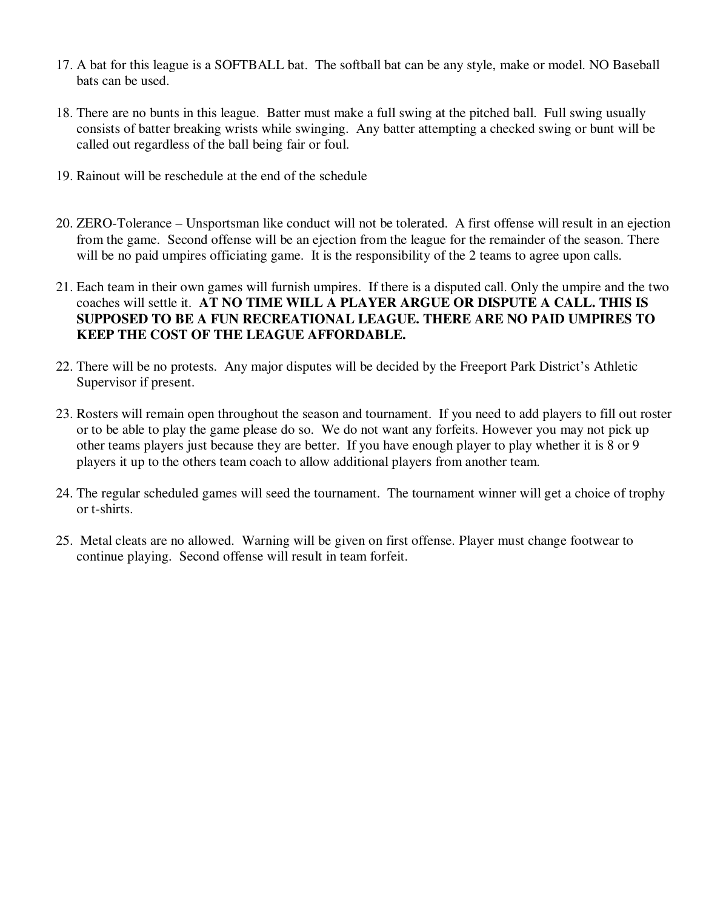17. A bat for this league is a SOFTBALL bat. The softball bat can be any style, make or model. NO Baseball bats can be used.

18. There are no bunts in this league. Batter must make a full swing at the pitched ball. Full swing usually consists of batter breaking wrists while swinging. Any batter attempting a checked swing or bunt will be called out regardless of the ball being fair or foul.

19. Rainout will be reschedule at the end of the schedule

20. ZERO-Tolerance – Unsportsman like conduct will not be tolerated. A first offense will result in an ejection from the game. Second offense will be an ejection from the league for the remainder of the season. There will be no paid umpires officiating game. It is the responsibility of the 2 teams to agree upon calls.

21. Each team in their own games will furnish umpires. If there is a disputed call. Only the umpire and the two coaches will settle it. **AT NO TIME WILL A PLAYER ARGUE OR DISPUTE A CALL. THIS IS SUPPOSED TO BE A FUN RECREATIONAL LEAGUE. THERE ARE NO PAID UMPIRES TO KEEP THE COST OF THE LEAGUE AFFORDABLE.**

22. There will be no protests. Any major disputes will be decided by the Freeport Park District's Athletic Supervisor if present.

23. Rosters will remain open throughout the season and tournament. If you need to add players to fill out roster or to be able to play the game please do so. We do not want any forfeits. However you may not pick up other teams players just because they are better. If you have enough player to play whether it is 8 or 9 players it up to the others team coach to allow additional players from another team.

24. The regular scheduled games will seed the tournament. The tournament winner will get a choice of trophy or t-shirts.

25. Metal cleats are no allowed. Warning will be given on first offense. Player must change footwear to continue playing. Second offense will result in team forfeit.